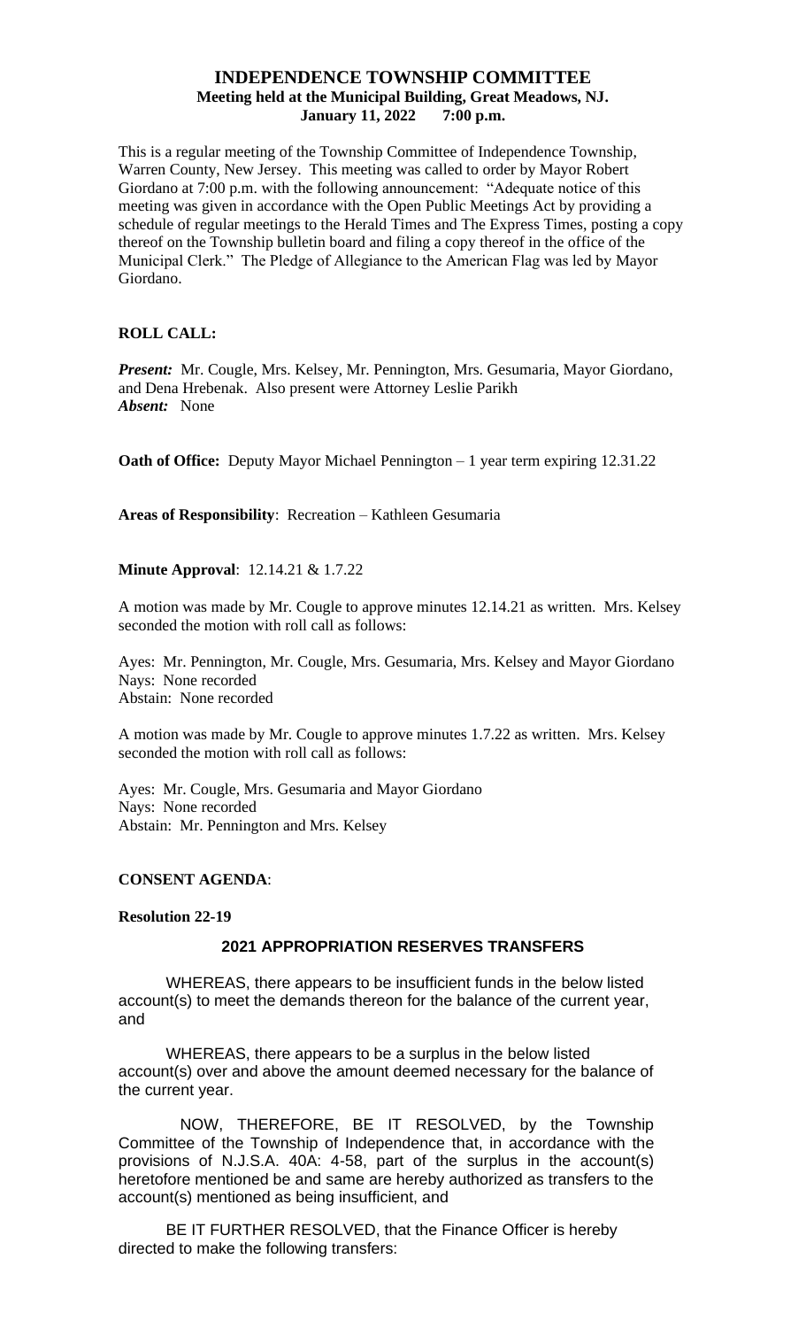# INDEPENDENCE TOWNSHIP COMMITTEE

**Meeting held at the Municipal Building, Great Meadows, NJ.**
**January 11, 2022 7:00 p.m.**

This is a regular meeting of the Township Committee of Independence Township, Warren County, New Jersey. This meeting was called to order by Mayor Robert Giordano at 7:00 p.m. with the following announcement: "Adequate notice of this meeting was given in accordance with the Open Public Meetings Act by providing a schedule of regular meetings to the Herald Times and The Express Times, posting a copy thereof on the Township bulletin board and filing a copy thereof in the office of the Municipal Clerk." The Pledge of Allegiance to the American Flag was led by Mayor Giordano.

**ROLL CALL:**

***Present:*** Mr. Cougle, Mrs. Kelsey, Mr. Pennington, Mrs. Gesumaria, Mayor Giordano, and Dena Hrebenak. Also present were Attorney Leslie Parikh
***Absent:*** None

**Oath of Office:** Deputy Mayor Michael Pennington – 1 year term expiring 12.31.22

**Areas of Responsibility**: Recreation – Kathleen Gesumaria

**Minute Approval**: 12.14.21 & 1.7.22

A motion was made by Mr. Cougle to approve minutes 12.14.21 as written. Mrs. Kelsey seconded the motion with roll call as follows:

Ayes: Mr. Pennington, Mr. Cougle, Mrs. Gesumaria, Mrs. Kelsey and Mayor Giordano
Nays: None recorded
Abstain: None recorded

A motion was made by Mr. Cougle to approve minutes 1.7.22 as written. Mrs. Kelsey seconded the motion with roll call as follows:

Ayes: Mr. Cougle, Mrs. Gesumaria and Mayor Giordano
Nays: None recorded
Abstain: Mr. Pennington and Mrs. Kelsey

**CONSENT AGENDA**:

**Resolution 22-19**

**2021 APPROPRIATION RESERVES TRANSFERS**

WHEREAS, there appears to be insufficient funds in the below listed account(s) to meet the demands thereon for the balance of the current year, and

WHEREAS, there appears to be a surplus in the below listed account(s) over and above the amount deemed necessary for the balance of the current year.

NOW, THEREFORE, BE IT RESOLVED, by the Township Committee of the Township of Independence that, in accordance with the provisions of N.J.S.A. 40A: 4-58, part of the surplus in the account(s) heretofore mentioned be and same are hereby authorized as transfers to the account(s) mentioned as being insufficient, and

BE IT FURTHER RESOLVED, that the Finance Officer is hereby directed to make the following transfers: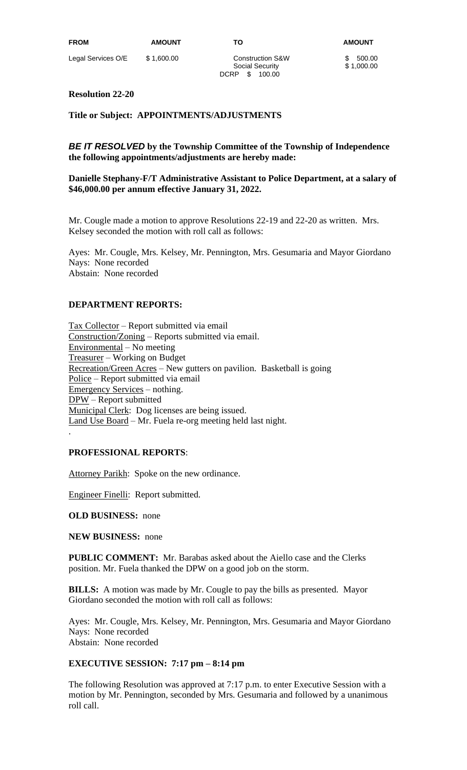| FROM | AMOUNT | TO | AMOUNT |
| --- | --- | --- | --- |
| Legal Services O/E | $ 1,600.00 | Construction S&W | $ 500.00 |
| | | Social Security | $ 1,000.00 |
| | | DCRP $ 100.00 | |

**Resolution 22-20**

**Title or Subject: APPOINTMENTS/ADJUSTMENTS**

***BE IT RESOLVED*** **by the Township Committee of the Township of Independence the following appointments/adjustments are hereby made:**

**Danielle Stephany-F/T Administrative Assistant to Police Department, at a salary of $46,000.00 per annum effective January 31, 2022.**

Mr. Cougle made a motion to approve Resolutions 22-19 and 22-20 as written. Mrs. Kelsey seconded the motion with roll call as follows:

Ayes: Mr. Cougle, Mrs. Kelsey, Mr. Pennington, Mrs. Gesumaria and Mayor Giordano
Nays: None recorded
Abstain: None recorded

**DEPARTMENT REPORTS:**

Tax Collector – Report submitted via email
Construction/Zoning – Reports submitted via email.
Environmental – No meeting
Treasurer – Working on Budget
Recreation/Green Acres – New gutters on pavilion. Basketball is going
Police – Report submitted via email
Emergency Services – nothing.
DPW – Report submitted
Municipal Clerk: Dog licenses are being issued.
Land Use Board – Mr. Fuela re-org meeting held last night.
.

**PROFESSIONAL REPORTS**:

Attorney Parikh: Spoke on the new ordinance.

Engineer Finelli: Report submitted.

**OLD BUSINESS:** none

**NEW BUSINESS:** none

**PUBLIC COMMENT:** Mr. Barabas asked about the Aiello case and the Clerks position. Mr. Fuela thanked the DPW on a good job on the storm.

**BILLS:** A motion was made by Mr. Cougle to pay the bills as presented. Mayor Giordano seconded the motion with roll call as follows:

Ayes: Mr. Cougle, Mrs. Kelsey, Mr. Pennington, Mrs. Gesumaria and Mayor Giordano
Nays: None recorded
Abstain: None recorded

**EXECUTIVE SESSION: 7:17 pm – 8:14 pm**

The following Resolution was approved at 7:17 p.m. to enter Executive Session with a motion by Mr. Pennington, seconded by Mrs. Gesumaria and followed by a unanimous roll call.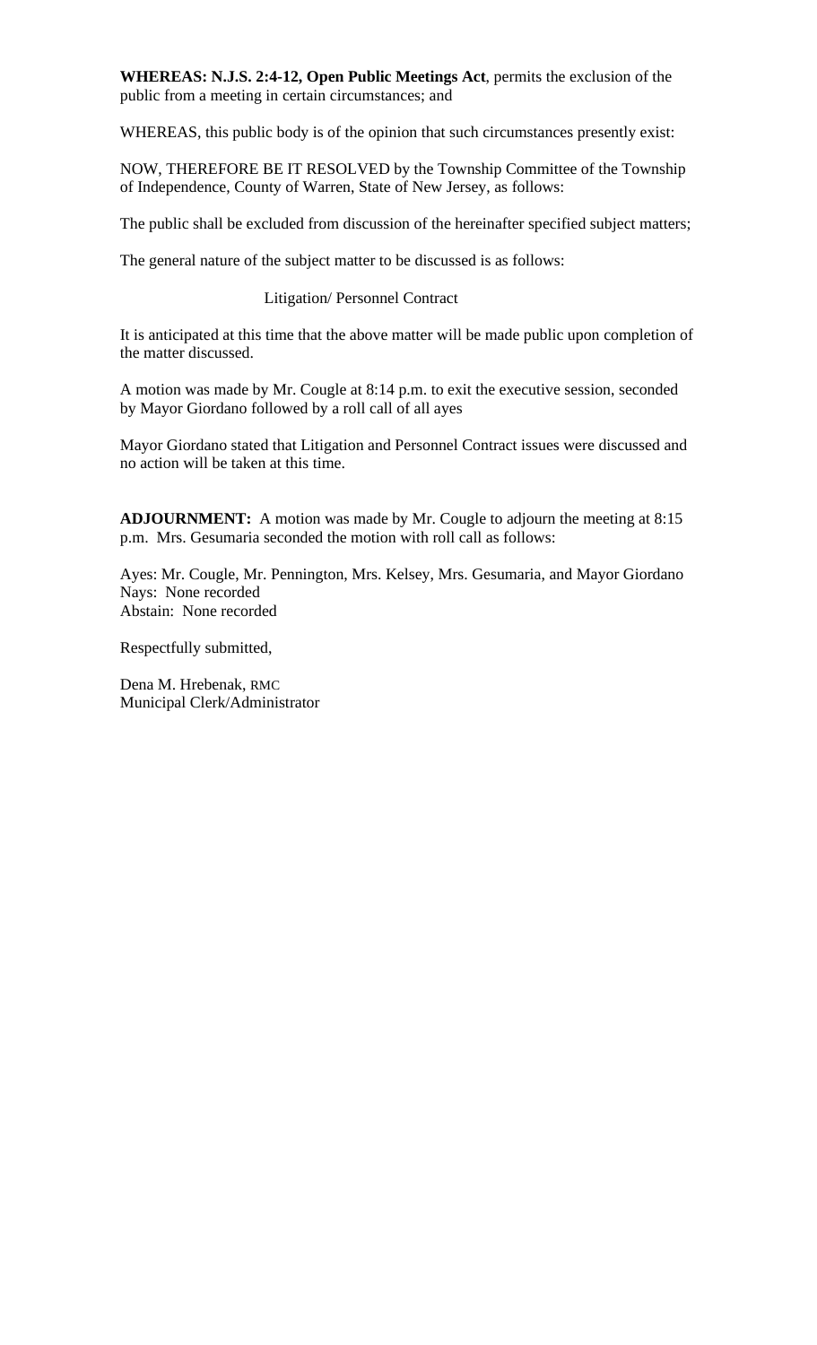**WHEREAS: N.J.S. 2:4-12, Open Public Meetings Act**, permits the exclusion of the public from a meeting in certain circumstances; and

WHEREAS, this public body is of the opinion that such circumstances presently exist:

NOW, THEREFORE BE IT RESOLVED by the Township Committee of the Township of Independence, County of Warren, State of New Jersey, as follows:

The public shall be excluded from discussion of the hereinafter specified subject matters;

The general nature of the subject matter to be discussed is as follows:

Litigation/ Personnel Contract

It is anticipated at this time that the above matter will be made public upon completion of the matter discussed.

A motion was made by Mr. Cougle at 8:14 p.m. to exit the executive session, seconded by Mayor Giordano followed by a roll call of all ayes

Mayor Giordano stated that Litigation and Personnel Contract issues were discussed and no action will be taken at this time.

**ADJOURNMENT:** A motion was made by Mr. Cougle to adjourn the meeting at 8:15 p.m. Mrs. Gesumaria seconded the motion with roll call as follows:

Ayes: Mr. Cougle, Mr. Pennington, Mrs. Kelsey, Mrs. Gesumaria, and Mayor Giordano
Nays: None recorded
Abstain: None recorded

Respectfully submitted,

Dena M. Hrebenak, RMC
Municipal Clerk/Administrator